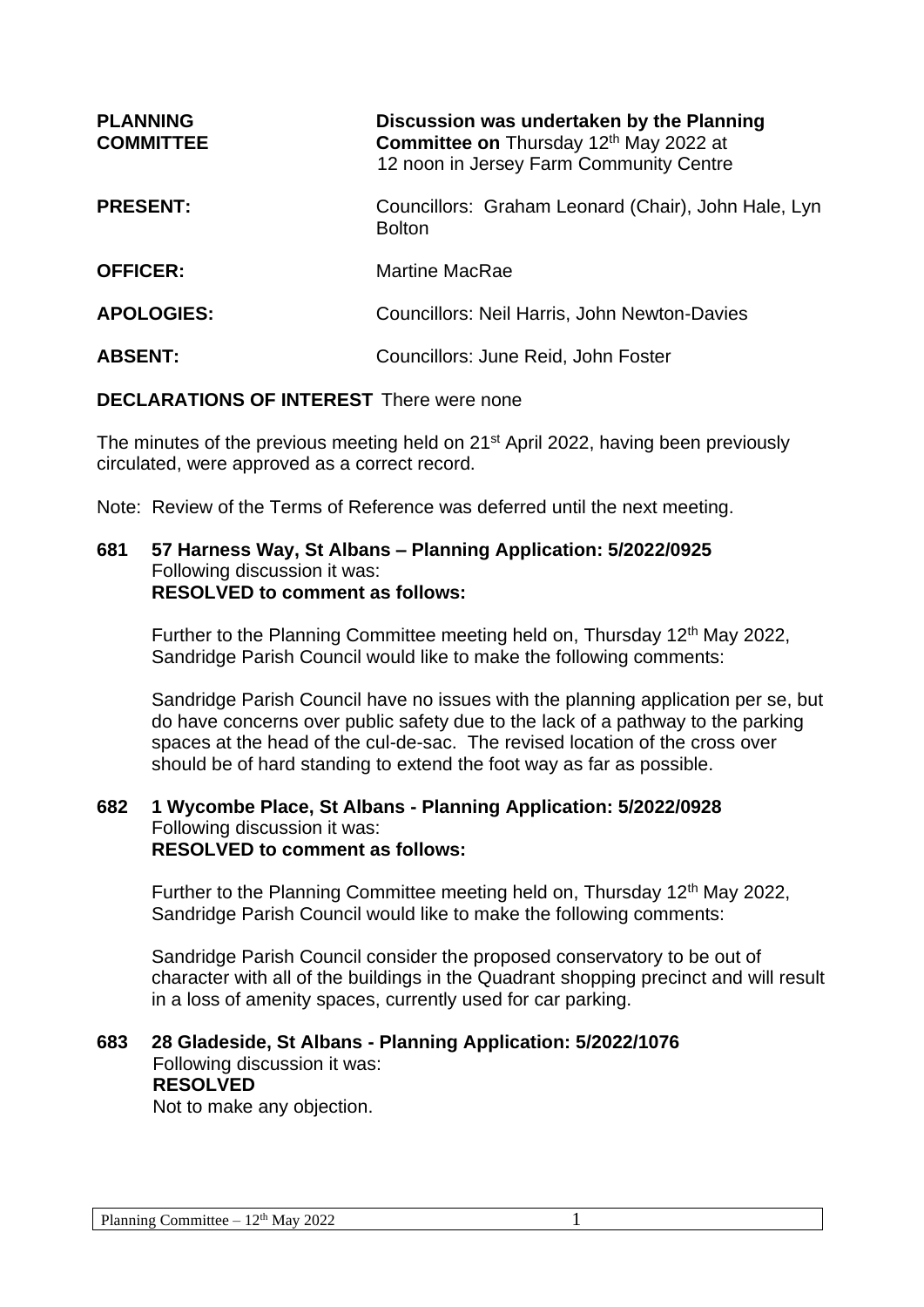**PLANNING COMMITTEE** — **Discussion was undertaken by the Planning Committee on** Thursday 12th May 2022 at 12 noon in Jersey Farm Community Centre

**PRESENT:** Councillors: Graham Leonard (Chair), John Hale, Lyn Bolton

**OFFICER:** Martine MacRae

**APOLOGIES:** Councillors: Neil Harris, John Newton-Davies

**ABSENT:** Councillors: June Reid, John Foster

**DECLARATIONS OF INTEREST** There were none

The minutes of the previous meeting held on 21st April 2022, having been previously circulated, were approved as a correct record.

Note: Review of the Terms of Reference was deferred until the next meeting.

**681 57 Harness Way, St Albans – Planning Application: 5/2022/0925**
Following discussion it was:
**RESOLVED to comment as follows:**

Further to the Planning Committee meeting held on, Thursday 12th May 2022, Sandridge Parish Council would like to make the following comments:

Sandridge Parish Council have no issues with the planning application per se, but do have concerns over public safety due to the lack of a pathway to the parking spaces at the head of the cul-de-sac. The revised location of the cross over should be of hard standing to extend the foot way as far as possible.

**682 1 Wycombe Place, St Albans - Planning Application: 5/2022/0928**
Following discussion it was:
**RESOLVED to comment as follows:**

Further to the Planning Committee meeting held on, Thursday 12th May 2022, Sandridge Parish Council would like to make the following comments:

Sandridge Parish Council consider the proposed conservatory to be out of character with all of the buildings in the Quadrant shopping precinct and will result in a loss of amenity spaces, currently used for car parking.

**683 28 Gladeside, St Albans - Planning Application: 5/2022/1076**
Following discussion it was:
**RESOLVED**
Not to make any objection.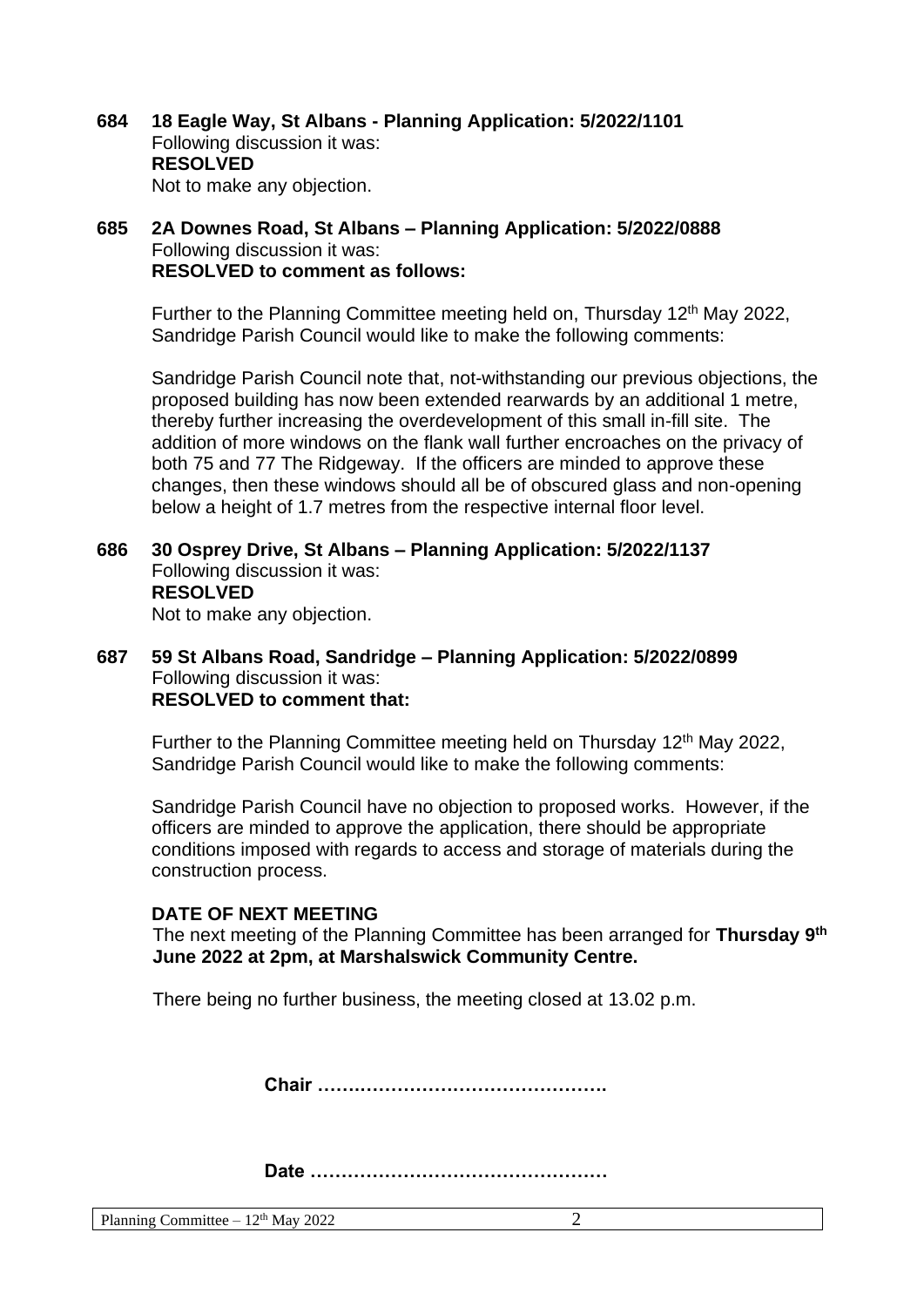**684 18 Eagle Way, St Albans - Planning Application: 5/2022/1101**
Following discussion it was:
**RESOLVED**
Not to make any objection.

**685 2A Downes Road, St Albans – Planning Application: 5/2022/0888**
Following discussion it was:
**RESOLVED to comment as follows:**

Further to the Planning Committee meeting held on, Thursday 12th May 2022, Sandridge Parish Council would like to make the following comments:

Sandridge Parish Council note that, not-withstanding our previous objections, the proposed building has now been extended rearwards by an additional 1 metre, thereby further increasing the overdevelopment of this small in-fill site. The addition of more windows on the flank wall further encroaches on the privacy of both 75 and 77 The Ridgeway. If the officers are minded to approve these changes, then these windows should all be of obscured glass and non-opening below a height of 1.7 metres from the respective internal floor level.

**686 30 Osprey Drive, St Albans – Planning Application: 5/2022/1137**
Following discussion it was:
**RESOLVED**
Not to make any objection.

**687 59 St Albans Road, Sandridge – Planning Application: 5/2022/0899**
Following discussion it was:
**RESOLVED to comment that:**

Further to the Planning Committee meeting held on Thursday 12th May 2022, Sandridge Parish Council would like to make the following comments:

Sandridge Parish Council have no objection to proposed works. However, if the officers are minded to approve the application, there should be appropriate conditions imposed with regards to access and storage of materials during the construction process.

**DATE OF NEXT MEETING**
The next meeting of the Planning Committee has been arranged for **Thursday 9th June 2022 at 2pm, at Marshalswick Community Centre.**

There being no further business, the meeting closed at 13.02 p.m.

**Chair ……………………………………….**

**Date …………………………………………**